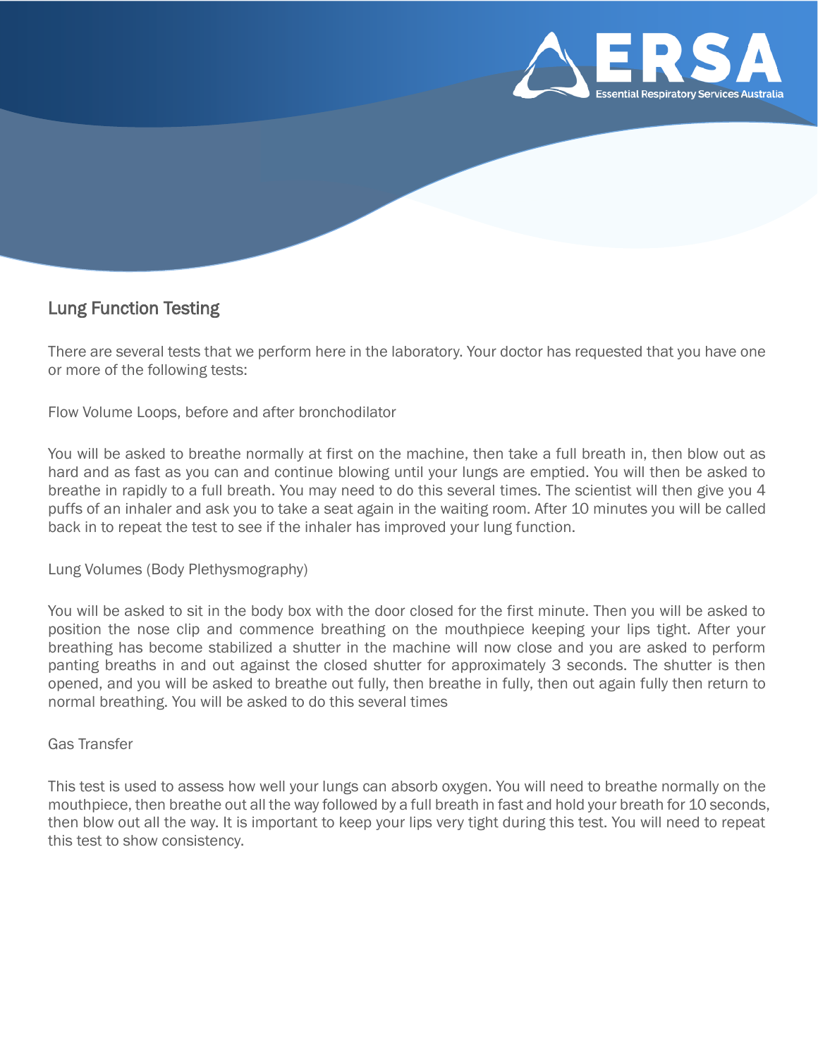## Lung Function Testing

There are several tests that we perform here in the laboratory. Your doctor has requested that you have one or more of the following tests:

### Flow Volume Loops, before and after bronchodilator

You will be asked to breathe normally at first on the machine, then take a full breath in, then blow out as hard and as fast as you can and continue blowing until your lungs are emptied. You will then be asked to breathe in rapidly to a full breath. You may need to do this several times. The scientist will then give you 4 puffs of an inhaler and ask you to take a seat again in the waiting room. After 10 minutes you will be called back in to repeat the test to see if the inhaler has improved your lung function.

### Lung Volumes (Body Plethysmography)

You will be asked to sit in the body box with the door closed for the first minute. Then you will be asked to position the nose clip and commence breathing on the mouthpiece keeping your lips tight. After your breathing has become stabilized a shutter in the machine will now close and you are asked to perform panting breaths in and out against the closed shutter for approximately 3 seconds. The shutter is then opened, and you will be asked to breathe out fully, then breathe in fully, then out again fully then return to normal breathing. You will be asked to do this several times

### Gas Transfer

This test is used to assess how well your lungs can absorb oxygen. You will need to breathe normally on the mouthpiece, then breathe out all the way followed by a full breath in fast and hold your breath for 10 seconds, then blow out all the way. It is important to keep your lips very tight during this test. You will need to repeat this test to show consistency.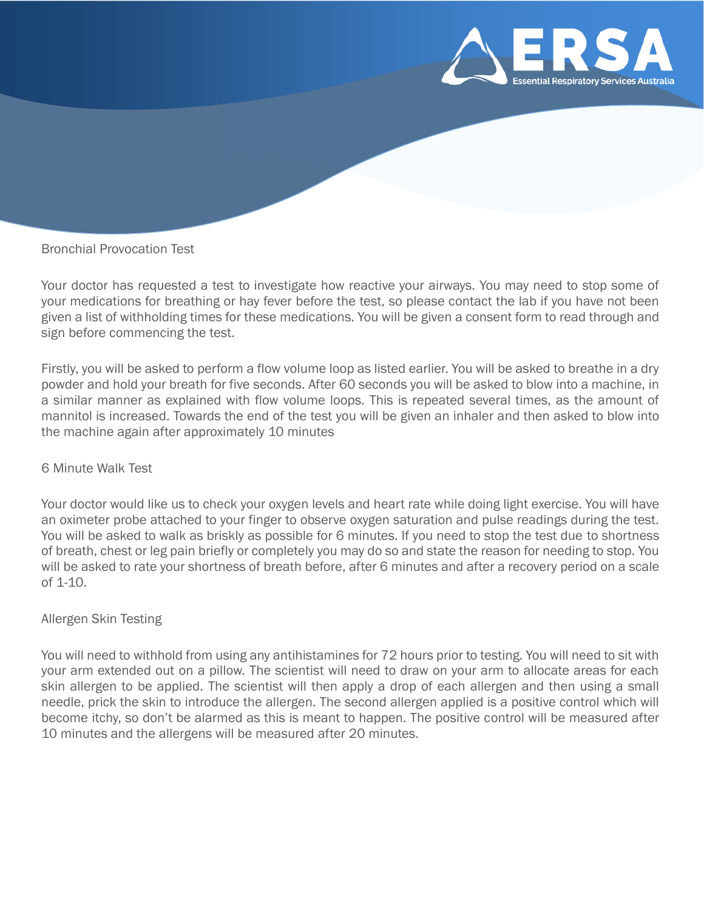## Bronchial Provocation Test

Your doctor has requested a test to investigate how reactive your airways. You may need to stop some of your medications for breathing or hay fever before the test, so please contact the lab if you have not been given a list of withholding times for these medications. You will be given a consent form to read through and sign before commencing the test.

Firstly, you will be asked to perform a flow volume loop as listed earlier. You will be asked to breathe in a dry powder and hold your breath for five seconds. After 60 seconds you will be asked to blow into a machine, in a similar manner as explained with flow volume loops. This is repeated several times, as the amount of mannitol is increased. Towards the end of the test you will be given an inhaler and then asked to blow into the machine again after approximately 10 minutes

## 6 Minute Walk Test

Your doctor would like us to check your oxygen levels and heart rate while doing light exercise. You will have an oximeter probe attached to your finger to observe oxygen saturation and pulse readings during the test. You will be asked to walk as briskly as possible for 6 minutes. If you need to stop the test due to shortness of breath, chest or leg pain briefly or completely you may do so and state the reason for needing to stop. You will be asked to rate your shortness of breath before, after 6 minutes and after a recovery period on a scale of 1-10.

## Allergen Skin Testing

You will need to withhold from using any antihistamines for 72 hours prior to testing. You will need to sit with your arm extended out on a pillow. The scientist will need to draw on your arm to allocate areas for each skin allergen to be applied. The scientist will then apply a drop of each allergen and then using a small needle, prick the skin to introduce the allergen. The second allergen applied is a positive control which will become itchy, so don't be alarmed as this is meant to happen. The positive control will be measured after 10 minutes and the allergens will be measured after 20 minutes.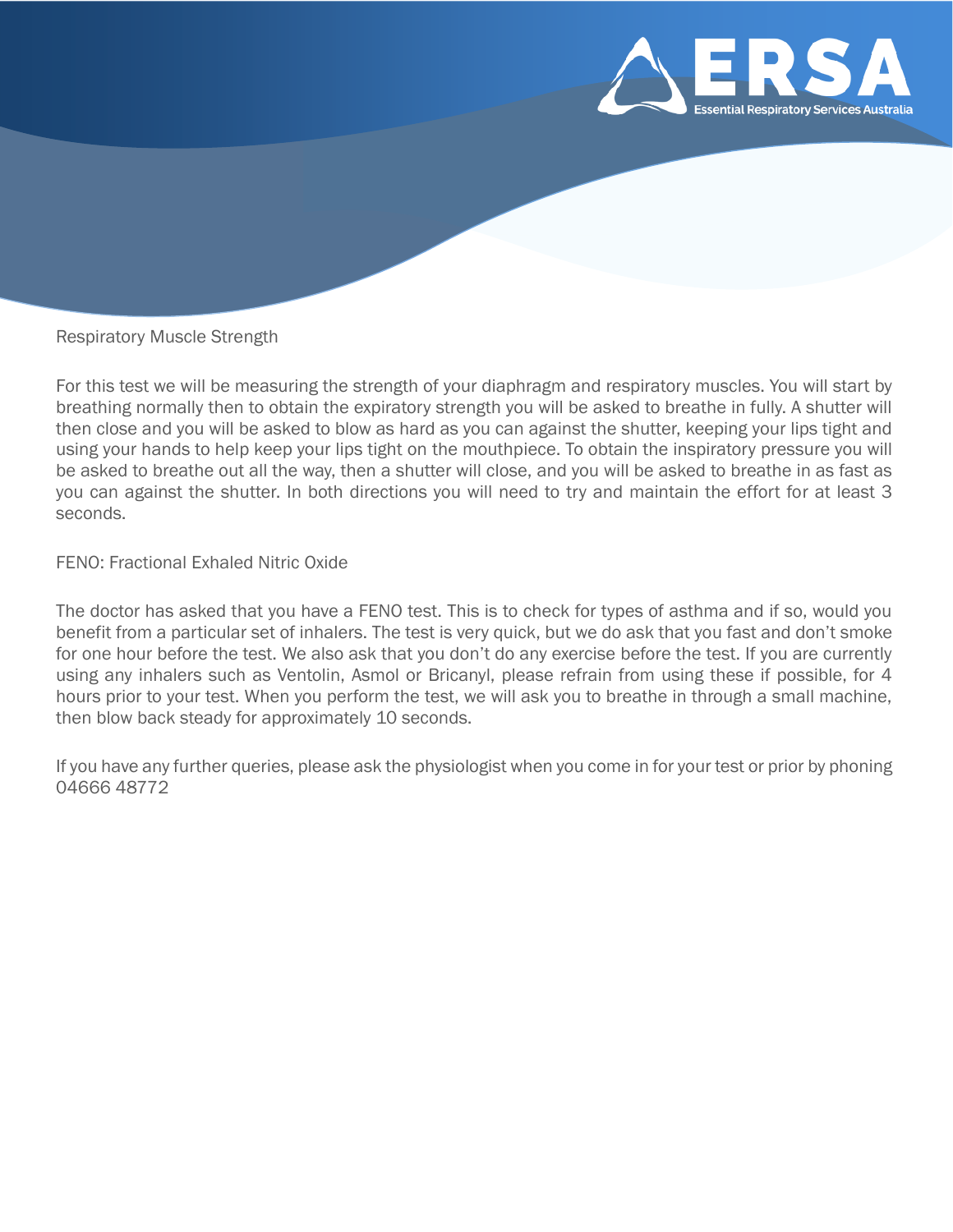## Respiratory Muscle Strength

For this test we will be measuring the strength of your diaphragm and respiratory muscles. You will start by breathing normally then to obtain the expiratory strength you will be asked to breathe in fully. A shutter will then close and you will be asked to blow as hard as you can against the shutter, keeping your lips tight and using your hands to help keep your lips tight on the mouthpiece. To obtain the inspiratory pressure you will be asked to breathe out all the way, then a shutter will close, and you will be asked to breathe in as fast as you can against the shutter. In both directions you will need to try and maintain the effort for at least 3 seconds.

## FENO: Fractional Exhaled Nitric Oxide

The doctor has asked that you have a FENO test. This is to check for types of asthma and if so, would you benefit from a particular set of inhalers. The test is very quick, but we do ask that you fast and don't smoke for one hour before the test. We also ask that you don't do any exercise before the test. If you are currently using any inhalers such as Ventolin, Asmol or Bricanyl, please refrain from using these if possible, for 4 hours prior to your test. When you perform the test, we will ask you to breathe in through a small machine, then blow back steady for approximately 10 seconds.

If you have any further queries, please ask the physiologist when you come in for your test or prior by phoning 04666 48772